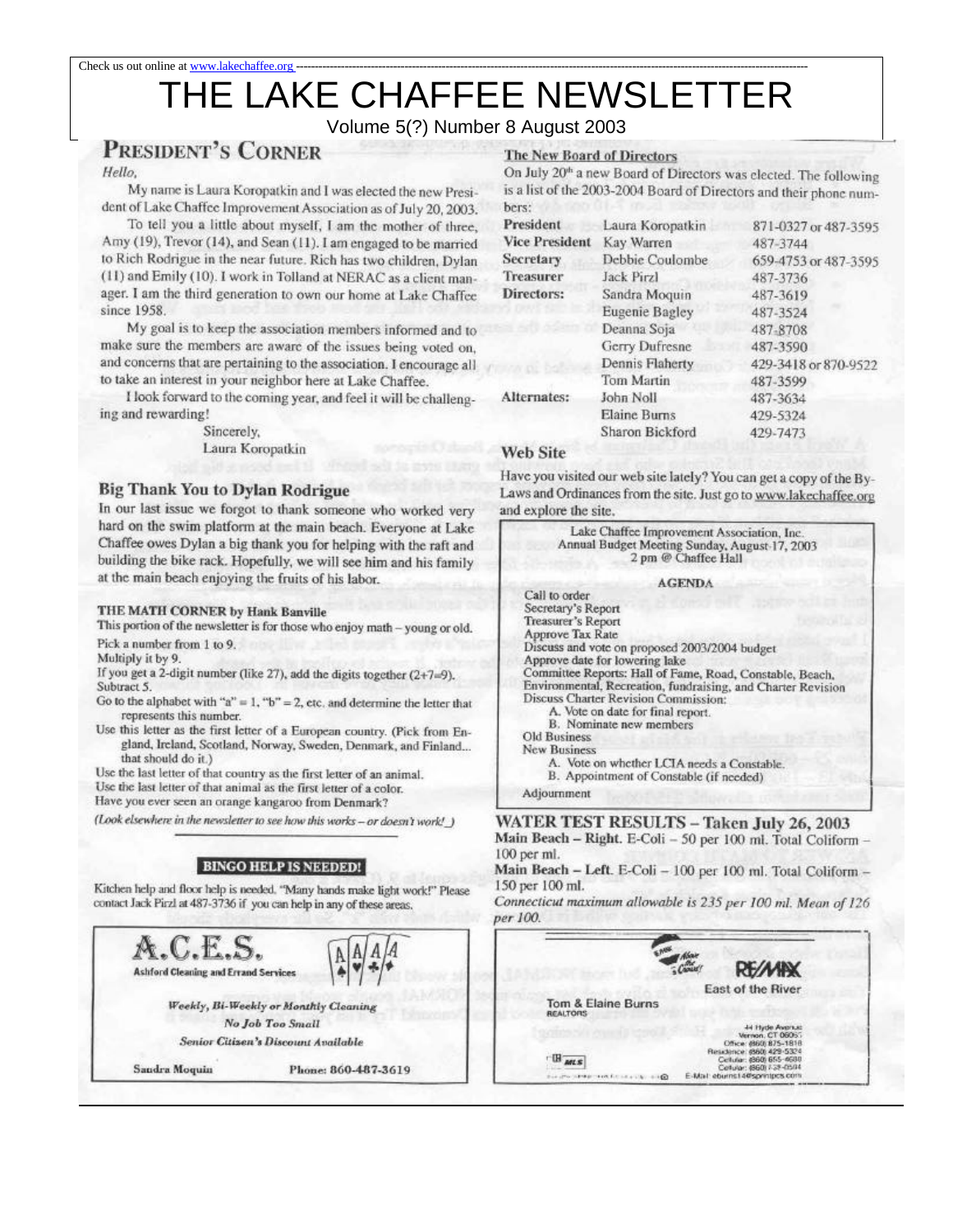Check us out online at www.lakechaffee.org

# THE LAKE CHAFFEE NEWSLETTER

Volume 5(?) Number 8 August 2003

## PRESIDENT'S CORNER

*Hello,*

My name is Laura Koropatkin and I was elected the new President of Lake Chaffee Improvement Association as of July 20, 2003.

To tell you a little about myself, I am the mother of three, Amy (19), Trevor (14), and Sean (11). I am engaged to be married to Rich Rodrigue in the near future. Rich has two children, Dylan (11) and Emily (10). I work in Tolland at NERAC as a client manager. I am the third generation to own our home at Lake Chaffee since 1958.

My goal is to keep the association members informed and to make sure the members are aware of the issues being voted on, and concerns that are pertaining to the association. I encourage all to take an interest in your neighbor here at Lake Chaffee.

I look forward to the coming year, and feel it will be challenging and rewarding!

Sincerely,
Laura Koropatkin

## Big Thank You to Dylan Rodrigue

In our last issue we forgot to thank someone who worked very hard on the swim platform at the main beach. Everyone at Lake Chaffee owes Dylan a big thank you for helping with the raft and building the bike rack. Hopefully, we will see him and his family at the main beach enjoying the fruits of his labor.

## THE MATH CORNER by Hank Banville

This portion of the newsletter is for those who enjoy math – young or old.

Pick a number from 1 to 9.
Multiply it by 9.
If you get a 2-digit number (like 27), add the digits together (2+7=9).
Subtract 5.
Go to the alphabet with "a" = 1, "b" = 2, etc. and determine the letter that represents this number.
Use this letter as the first letter of a European country. (Pick from England, Ireland, Scotland, Norway, Sweden, Denmark, and Finland... that should do it.)
Use the last letter of that country as the first letter of an animal.
Use the last letter of that animal as the first letter of a color.
Have you ever seen an orange kangaroo from Denmark?

*(Look elsewhere in the newsletter to see how this works – or doesn't work!_)*

## BINGO HELP IS NEEDED!

Kitchen help and floor help is needed. "Many hands make light work!" Please contact Jack Pirzl at 487-3736 if you can help in any of these areas.

**A.C.E.S.**
Ashford Cleaning and Errand Services

*Weekly, Bi-Weekly or Monthly Cleaning*
*No Job Too Small*
*Senior Citizen's Discount Available*

Sandra Moquin — Phone: 860-487-3619

## The New Board of Directors

On July 20th a new Board of Directors was elected. The following is a list of the 2003-2004 Board of Directors and their phone numbers:

| | | |
|---|---|---|
| President | Laura Koropatkin | 871-0327 or 487-3595 |
| Vice President | Kay Warren | 487-3744 |
| Secretary | Debbie Coulombe | 659-4753 or 487-3595 |
| Treasurer | Jack Pirzl | 487-3736 |
| Directors: | Sandra Moquin | 487-3619 |
| | Eugenie Bagley | 487-3524 |
| | Deanna Soja | 487-8708 |
| | Gerry Dufresne | 487-3590 |
| | Dennis Flaherty | 429-3418 or 870-9522 |
| | Tom Martin | 487-3599 |
| Alternates: | John Noll | 487-3634 |
| | Elaine Burns | 429-5324 |
| | Sharon Bickford | 429-7473 |

## Web Site

Have you visited our web site lately? You can get a copy of the By-Laws and Ordinances from the site. Just go to www.lakechaffee.org and explore the site.

Lake Chaffee Improvement Association, Inc.
Annual Budget Meeting Sunday, August 17, 2003
2 pm @ Chaffee Hall

**AGENDA**

Call to order
Secretary's Report
Treasurer's Report
Approve Tax Rate
Discuss and vote on proposed 2003/2004 budget
Approve date for lowering lake
Committee Reports: Hall of Fame, Road, Constable, Beach, Environmental, Recreation, fundraising, and Charter Revision
Discuss Charter Revision Commission:
- A. Vote on date for final report.
- B. Nominate new members

Old Business
New Business
- A. Vote on whether LCIA needs a Constable.
- B. Appointment of Constable (if needed)

Adjournment

## WATER TEST RESULTS – Taken July 26, 2003

**Main Beach – Right.** E-Coli – 50 per 100 ml. Total Coliform – 100 per ml.

**Main Beach – Left.** E-Coli – 100 per 100 ml. Total Coliform – 150 per 100 ml.

*Connecticut maximum allowable is 235 per 100 ml. Mean of 126 per 100.*

Tom & Elaine Burns
REALTORS

RE/MAX
East of the River

44 Hyde Avenue
Vernon, CT 06066
Office: (860) 875-1818
Residence: (860) 429-5324
Cellular: (860) 655-4680
Cellular: (860) 729-0594
E-Mail: eburns14@sprintpcs.com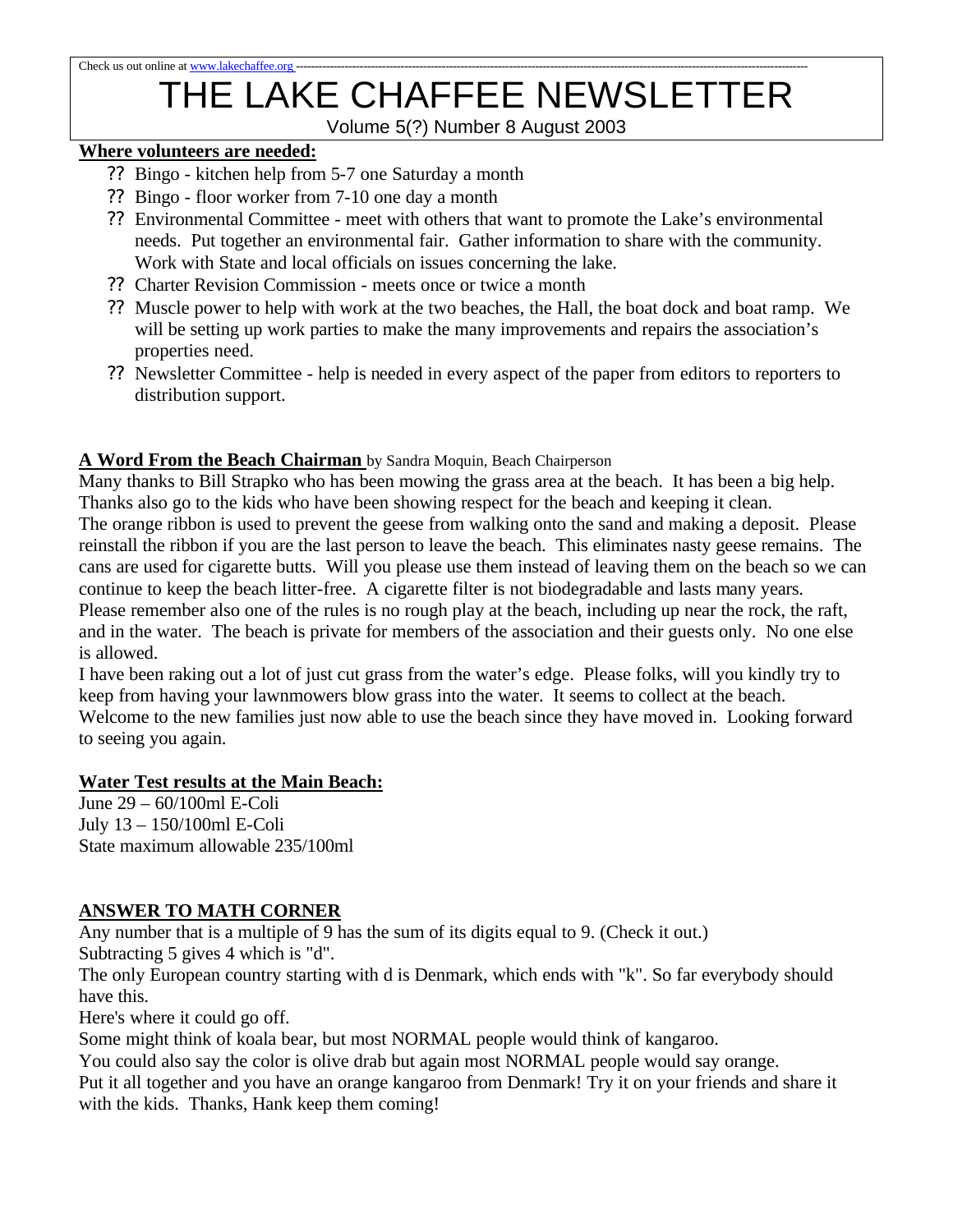Check us out online at www.lakechaffee.org

# THE LAKE CHAFFEE NEWSLETTER

Volume 5(?) Number 8 August 2003

**Where volunteers are needed:**

- Bingo - kitchen help from 5-7 one Saturday a month
- Bingo - floor worker from 7-10 one day a month
- Environmental Committee - meet with others that want to promote the Lake's environmental needs. Put together an environmental fair. Gather information to share with the community. Work with State and local officials on issues concerning the lake.
- Charter Revision Commission - meets once or twice a month
- Muscle power to help with work at the two beaches, the Hall, the boat dock and boat ramp. We will be setting up work parties to make the many improvements and repairs the association's properties need.
- Newsletter Committee - help is needed in every aspect of the paper from editors to reporters to distribution support.

**A Word From the Beach Chairman** by Sandra Moquin, Beach Chairperson

Many thanks to Bill Strapko who has been mowing the grass area at the beach. It has been a big help. Thanks also go to the kids who have been showing respect for the beach and keeping it clean.
The orange ribbon is used to prevent the geese from walking onto the sand and making a deposit. Please reinstall the ribbon if you are the last person to leave the beach. This eliminates nasty geese remains. The cans are used for cigarette butts. Will you please use them instead of leaving them on the beach so we can continue to keep the beach litter-free. A cigarette filter is not biodegradable and lasts many years.
Please remember also one of the rules is no rough play at the beach, including up near the rock, the raft, and in the water. The beach is private for members of the association and their guests only. No one else is allowed.
I have been raking out a lot of just cut grass from the water's edge. Please folks, will you kindly try to keep from having your lawnmowers blow grass into the water. It seems to collect at the beach.
Welcome to the new families just now able to use the beach since they have moved in. Looking forward to seeing you again.

**Water Test results at the Main Beach:**

June 29 – 60/100ml E-Coli
July 13 – 150/100ml E-Coli
State maximum allowable 235/100ml

**ANSWER TO MATH CORNER**

Any number that is a multiple of 9 has the sum of its digits equal to 9. (Check it out.)
Subtracting 5 gives 4 which is "d".
The only European country starting with d is Denmark, which ends with "k". So far everybody should have this.
Here's where it could go off.
Some might think of koala bear, but most NORMAL people would think of kangaroo.
You could also say the color is olive drab but again most NORMAL people would say orange.
Put it all together and you have an orange kangaroo from Denmark! Try it on your friends and share it with the kids. Thanks, Hank keep them coming!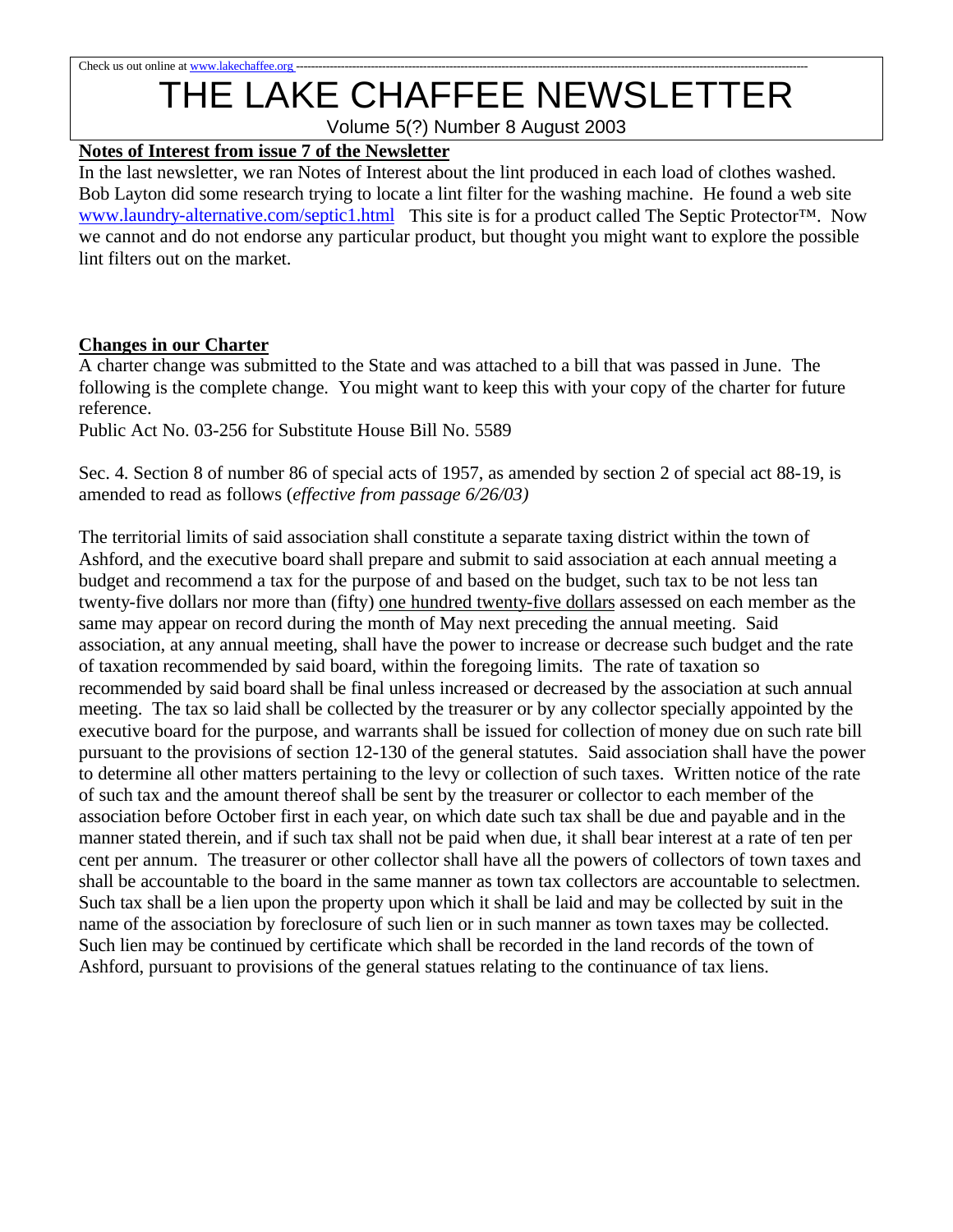Check us out online at [www.lakechaffee.org](http://www.lakechaffee.org)

# THE LAKE CHAFFEE NEWSLETTER

Volume 5(?) Number 8 August 2003

**Notes of Interest from issue 7 of the Newsletter**

In the last newsletter, we ran Notes of Interest about the lint produced in each load of clothes washed. Bob Layton did some research trying to locate a lint filter for the washing machine. He found a web site [www.laundry-alternative.com/septic1.html](http://www.laundry-alternative.com/septic1.html) This site is for a product called The Septic Protector™. Now we cannot and do not endorse any particular product, but thought you might want to explore the possible lint filters out on the market.

**Changes in our Charter**

A charter change was submitted to the State and was attached to a bill that was passed in June. The following is the complete change. You might want to keep this with your copy of the charter for future reference.

Public Act No. 03-256 for Substitute House Bill No. 5589

Sec. 4. Section 8 of number 86 of special acts of 1957, as amended by section 2 of special act 88-19, is amended to read as follows (*effective from passage 6/26/03)*

The territorial limits of said association shall constitute a separate taxing district within the town of Ashford, and the executive board shall prepare and submit to said association at each annual meeting a budget and recommend a tax for the purpose of and based on the budget, such tax to be not less tan twenty-five dollars nor more than (fifty) <u>one hundred twenty-five dollars</u> assessed on each member as the same may appear on record during the month of May next preceding the annual meeting. Said association, at any annual meeting, shall have the power to increase or decrease such budget and the rate of taxation recommended by said board, within the foregoing limits. The rate of taxation so recommended by said board shall be final unless increased or decreased by the association at such annual meeting. The tax so laid shall be collected by the treasurer or by any collector specially appointed by the executive board for the purpose, and warrants shall be issued for collection of money due on such rate bill pursuant to the provisions of section 12-130 of the general statutes. Said association shall have the power to determine all other matters pertaining to the levy or collection of such taxes. Written notice of the rate of such tax and the amount thereof shall be sent by the treasurer or collector to each member of the association before October first in each year, on which date such tax shall be due and payable and in the manner stated therein, and if such tax shall not be paid when due, it shall bear interest at a rate of ten per cent per annum. The treasurer or other collector shall have all the powers of collectors of town taxes and shall be accountable to the board in the same manner as town tax collectors are accountable to selectmen. Such tax shall be a lien upon the property upon which it shall be laid and may be collected by suit in the name of the association by foreclosure of such lien or in such manner as town taxes may be collected. Such lien may be continued by certificate which shall be recorded in the land records of the town of Ashford, pursuant to provisions of the general statues relating to the continuance of tax liens.